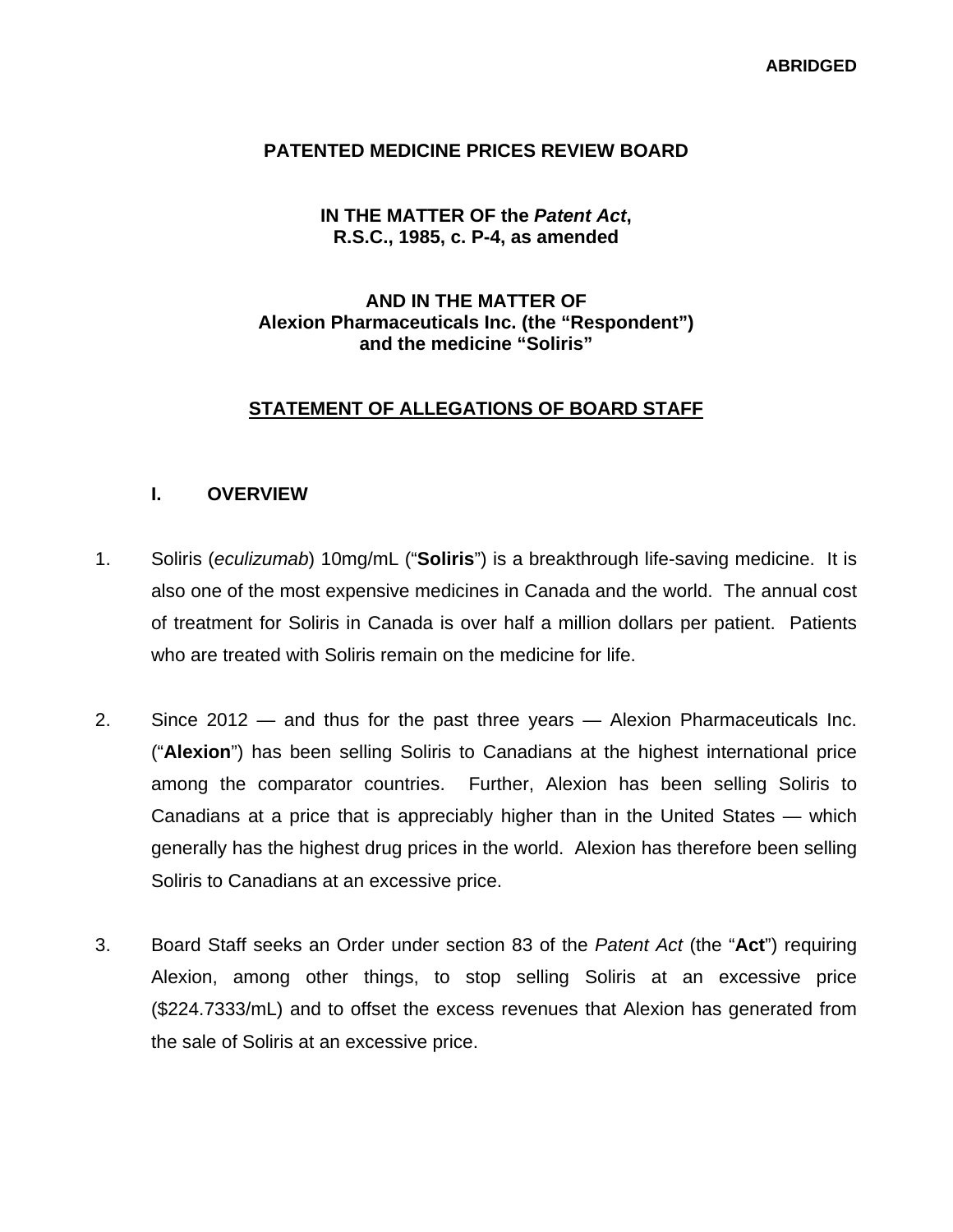**ABRIDGED**

**PATENTED MEDICINE PRICES REVIEW BOARD**

**IN THE MATTER OF the *Patent Act*,**
**R.S.C., 1985, c. P-4, as amended**

**AND IN THE MATTER OF**
**Alexion Pharmaceuticals Inc. (the "Respondent")**
**and the medicine "Soliris"**

## STATEMENT OF ALLEGATIONS OF BOARD STAFF

### I. OVERVIEW

1. Soliris (*eculizumab*) 10mg/mL ("**Soliris**") is a breakthrough life-saving medicine. It is also one of the most expensive medicines in Canada and the world. The annual cost of treatment for Soliris in Canada is over half a million dollars per patient. Patients who are treated with Soliris remain on the medicine for life.

2. Since 2012 — and thus for the past three years — Alexion Pharmaceuticals Inc. ("**Alexion**") has been selling Soliris to Canadians at the highest international price among the comparator countries. Further, Alexion has been selling Soliris to Canadians at a price that is appreciably higher than in the United States — which generally has the highest drug prices in the world. Alexion has therefore been selling Soliris to Canadians at an excessive price.

3. Board Staff seeks an Order under section 83 of the *Patent Act* (the "**Act**") requiring Alexion, among other things, to stop selling Soliris at an excessive price ($224.7333/mL) and to offset the excess revenues that Alexion has generated from the sale of Soliris at an excessive price.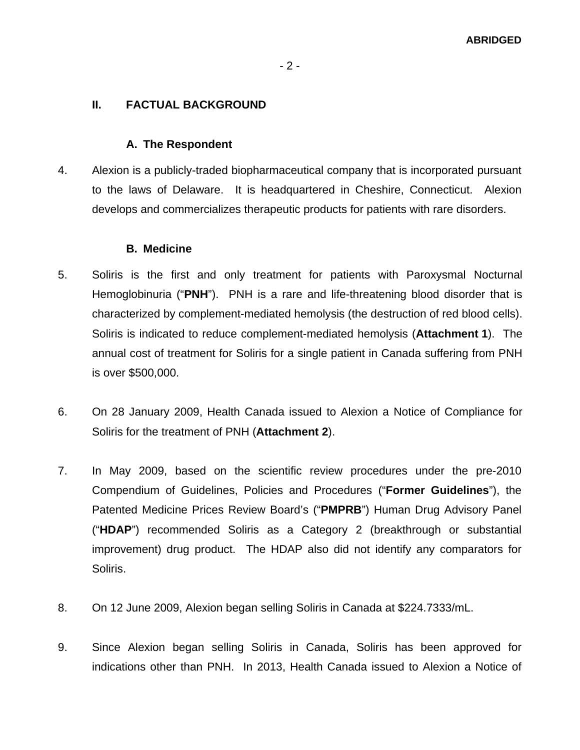## II. FACTUAL BACKGROUND

### A. The Respondent

4. Alexion is a publicly-traded biopharmaceutical company that is incorporated pursuant to the laws of Delaware. It is headquartered in Cheshire, Connecticut. Alexion develops and commercializes therapeutic products for patients with rare disorders.

### B. Medicine

5. Soliris is the first and only treatment for patients with Paroxysmal Nocturnal Hemoglobinuria ("**PNH**"). PNH is a rare and life-threatening blood disorder that is characterized by complement-mediated hemolysis (the destruction of red blood cells). Soliris is indicated to reduce complement-mediated hemolysis (**Attachment 1**). The annual cost of treatment for Soliris for a single patient in Canada suffering from PNH is over $500,000.

6. On 28 January 2009, Health Canada issued to Alexion a Notice of Compliance for Soliris for the treatment of PNH (**Attachment 2**).

7. In May 2009, based on the scientific review procedures under the pre-2010 Compendium of Guidelines, Policies and Procedures ("**Former Guidelines**"), the Patented Medicine Prices Review Board's ("**PMPRB**") Human Drug Advisory Panel ("**HDAP**") recommended Soliris as a Category 2 (breakthrough or substantial improvement) drug product. The HDAP also did not identify any comparators for Soliris.

8. On 12 June 2009, Alexion began selling Soliris in Canada at $224.7333/mL.

9. Since Alexion began selling Soliris in Canada, Soliris has been approved for indications other than PNH. In 2013, Health Canada issued to Alexion a Notice of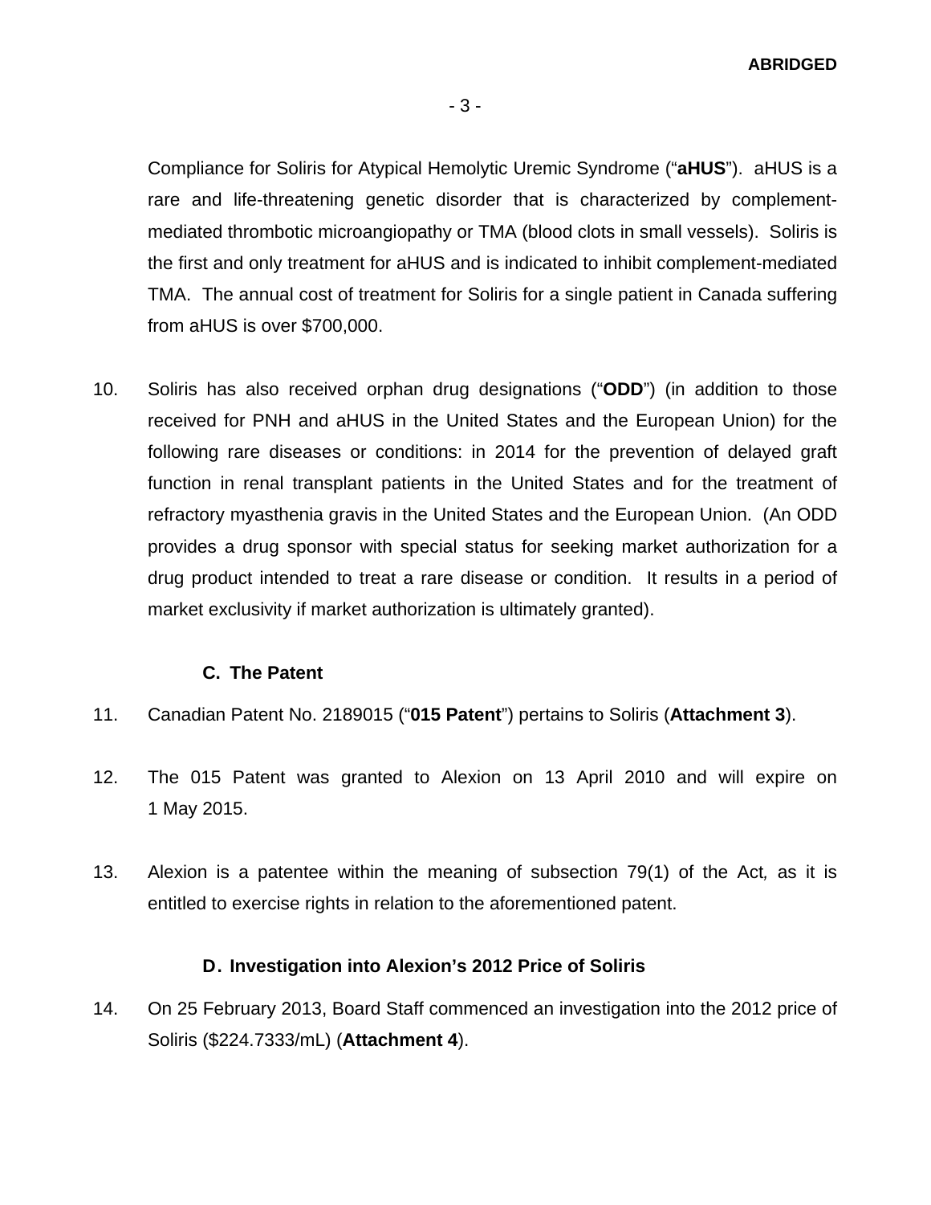Compliance for Soliris for Atypical Hemolytic Uremic Syndrome ("**aHUS**"). aHUS is a rare and life-threatening genetic disorder that is characterized by complement-mediated thrombotic microangiopathy or TMA (blood clots in small vessels). Soliris is the first and only treatment for aHUS and is indicated to inhibit complement-mediated TMA. The annual cost of treatment for Soliris for a single patient in Canada suffering from aHUS is over $700,000.

10. Soliris has also received orphan drug designations ("**ODD**") (in addition to those received for PNH and aHUS in the United States and the European Union) for the following rare diseases or conditions: in 2014 for the prevention of delayed graft function in renal transplant patients in the United States and for the treatment of refractory myasthenia gravis in the United States and the European Union. (An ODD provides a drug sponsor with special status for seeking market authorization for a drug product intended to treat a rare disease or condition. It results in a period of market exclusivity if market authorization is ultimately granted).

### C. The Patent

11. Canadian Patent No. 2189015 ("**015 Patent**") pertains to Soliris (**Attachment 3**).

12. The 015 Patent was granted to Alexion on 13 April 2010 and will expire on 1 May 2015.

13. Alexion is a patentee within the meaning of subsection 79(1) of the Act*,* as it is entitled to exercise rights in relation to the aforementioned patent.

### D. Investigation into Alexion's 2012 Price of Soliris

14. On 25 February 2013, Board Staff commenced an investigation into the 2012 price of Soliris ($224.7333/mL) (**Attachment 4**).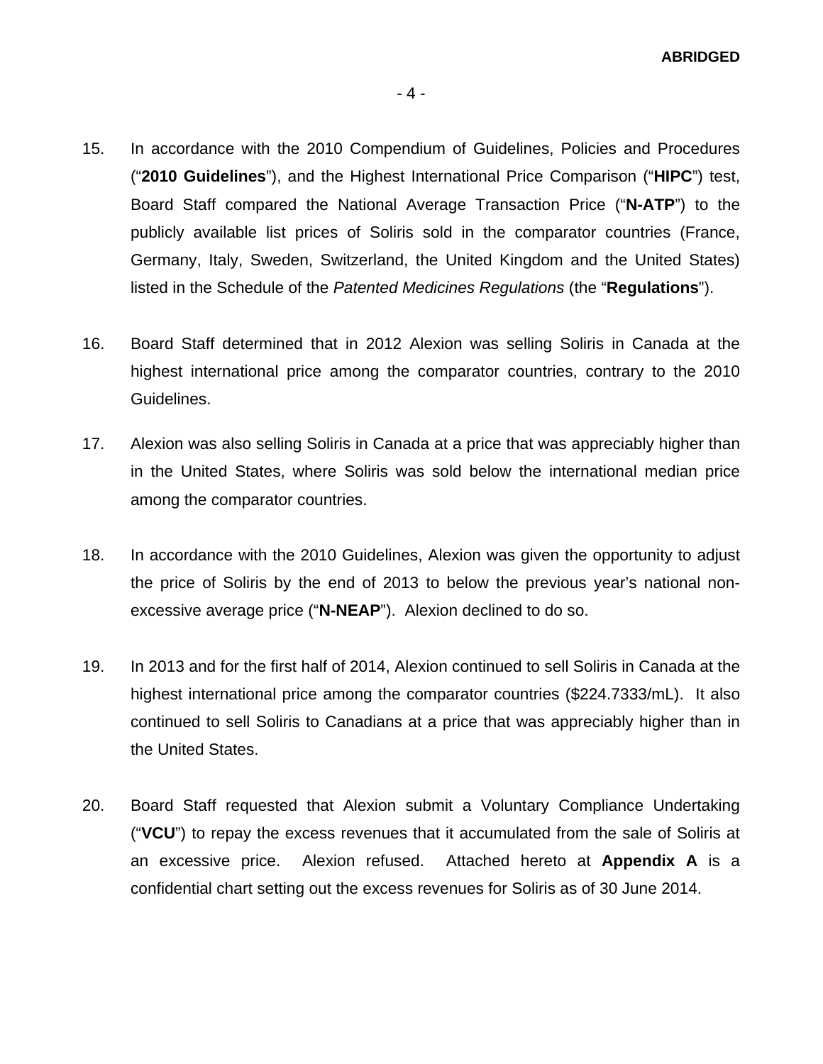15. In accordance with the 2010 Compendium of Guidelines, Policies and Procedures ("**2010 Guidelines**"), and the Highest International Price Comparison ("**HIPC**") test, Board Staff compared the National Average Transaction Price ("**N-ATP**") to the publicly available list prices of Soliris sold in the comparator countries (France, Germany, Italy, Sweden, Switzerland, the United Kingdom and the United States) listed in the Schedule of the *Patented Medicines Regulations* (the "**Regulations**").

16. Board Staff determined that in 2012 Alexion was selling Soliris in Canada at the highest international price among the comparator countries, contrary to the 2010 Guidelines.

17. Alexion was also selling Soliris in Canada at a price that was appreciably higher than in the United States, where Soliris was sold below the international median price among the comparator countries.

18. In accordance with the 2010 Guidelines, Alexion was given the opportunity to adjust the price of Soliris by the end of 2013 to below the previous year's national non-excessive average price ("**N-NEAP**"). Alexion declined to do so.

19. In 2013 and for the first half of 2014, Alexion continued to sell Soliris in Canada at the highest international price among the comparator countries ($224.7333/mL). It also continued to sell Soliris to Canadians at a price that was appreciably higher than in the United States.

20. Board Staff requested that Alexion submit a Voluntary Compliance Undertaking ("**VCU**") to repay the excess revenues that it accumulated from the sale of Soliris at an excessive price. Alexion refused. Attached hereto at **Appendix A** is a confidential chart setting out the excess revenues for Soliris as of 30 June 2014.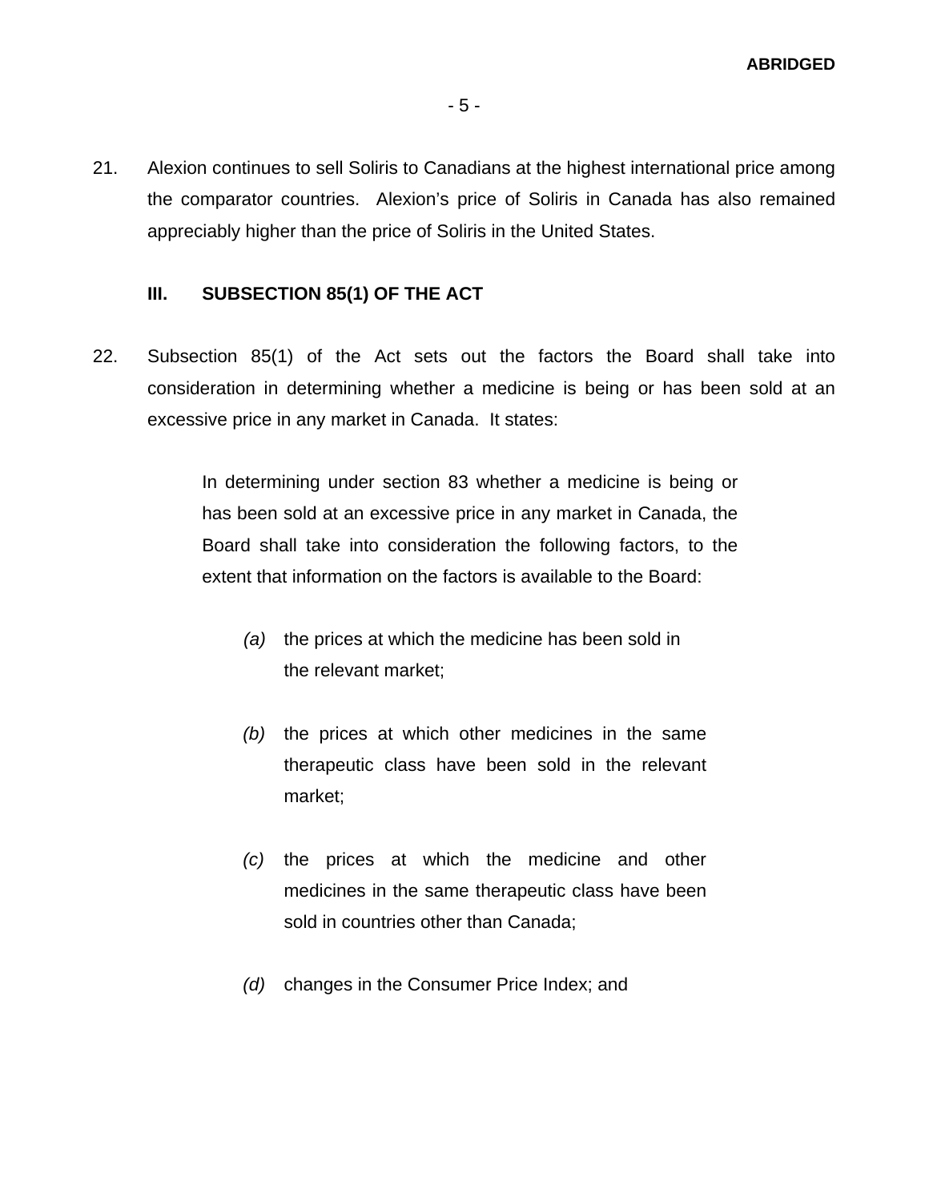21. Alexion continues to sell Soliris to Canadians at the highest international price among the comparator countries. Alexion's price of Soliris in Canada has also remained appreciably higher than the price of Soliris in the United States.

## III. SUBSECTION 85(1) OF THE ACT

22. Subsection 85(1) of the Act sets out the factors the Board shall take into consideration in determining whether a medicine is being or has been sold at an excessive price in any market in Canada. It states:

> In determining under section 83 whether a medicine is being or has been sold at an excessive price in any market in Canada, the Board shall take into consideration the following factors, to the extent that information on the factors is available to the Board:
>
> *(a)* the prices at which the medicine has been sold in the relevant market;
>
> *(b)* the prices at which other medicines in the same therapeutic class have been sold in the relevant market;
>
> *(c)* the prices at which the medicine and other medicines in the same therapeutic class have been sold in countries other than Canada;
>
> *(d)* changes in the Consumer Price Index; and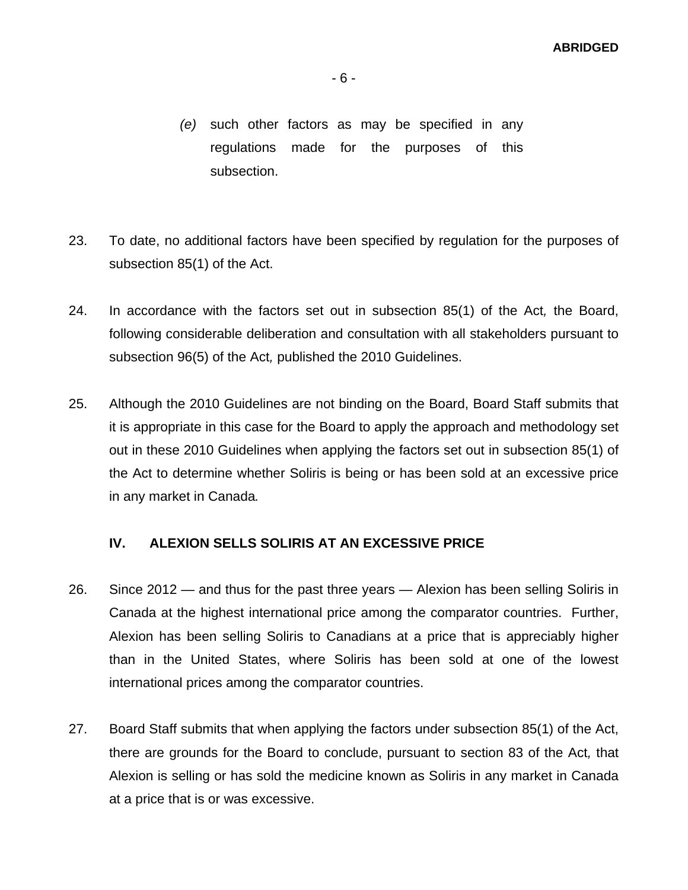> *(e)* such other factors as may be specified in any regulations made for the purposes of this subsection.

23. To date, no additional factors have been specified by regulation for the purposes of subsection 85(1) of the Act.

24. In accordance with the factors set out in subsection 85(1) of the Act*,* the Board, following considerable deliberation and consultation with all stakeholders pursuant to subsection 96(5) of the Act*,* published the 2010 Guidelines.

25. Although the 2010 Guidelines are not binding on the Board, Board Staff submits that it is appropriate in this case for the Board to apply the approach and methodology set out in these 2010 Guidelines when applying the factors set out in subsection 85(1) of the Act to determine whether Soliris is being or has been sold at an excessive price in any market in Canada*.*

## IV. ALEXION SELLS SOLIRIS AT AN EXCESSIVE PRICE

26. Since 2012 — and thus for the past three years — Alexion has been selling Soliris in Canada at the highest international price among the comparator countries. Further, Alexion has been selling Soliris to Canadians at a price that is appreciably higher than in the United States, where Soliris has been sold at one of the lowest international prices among the comparator countries.

27. Board Staff submits that when applying the factors under subsection 85(1) of the Act, there are grounds for the Board to conclude, pursuant to section 83 of the Act*,* that Alexion is selling or has sold the medicine known as Soliris in any market in Canada at a price that is or was excessive.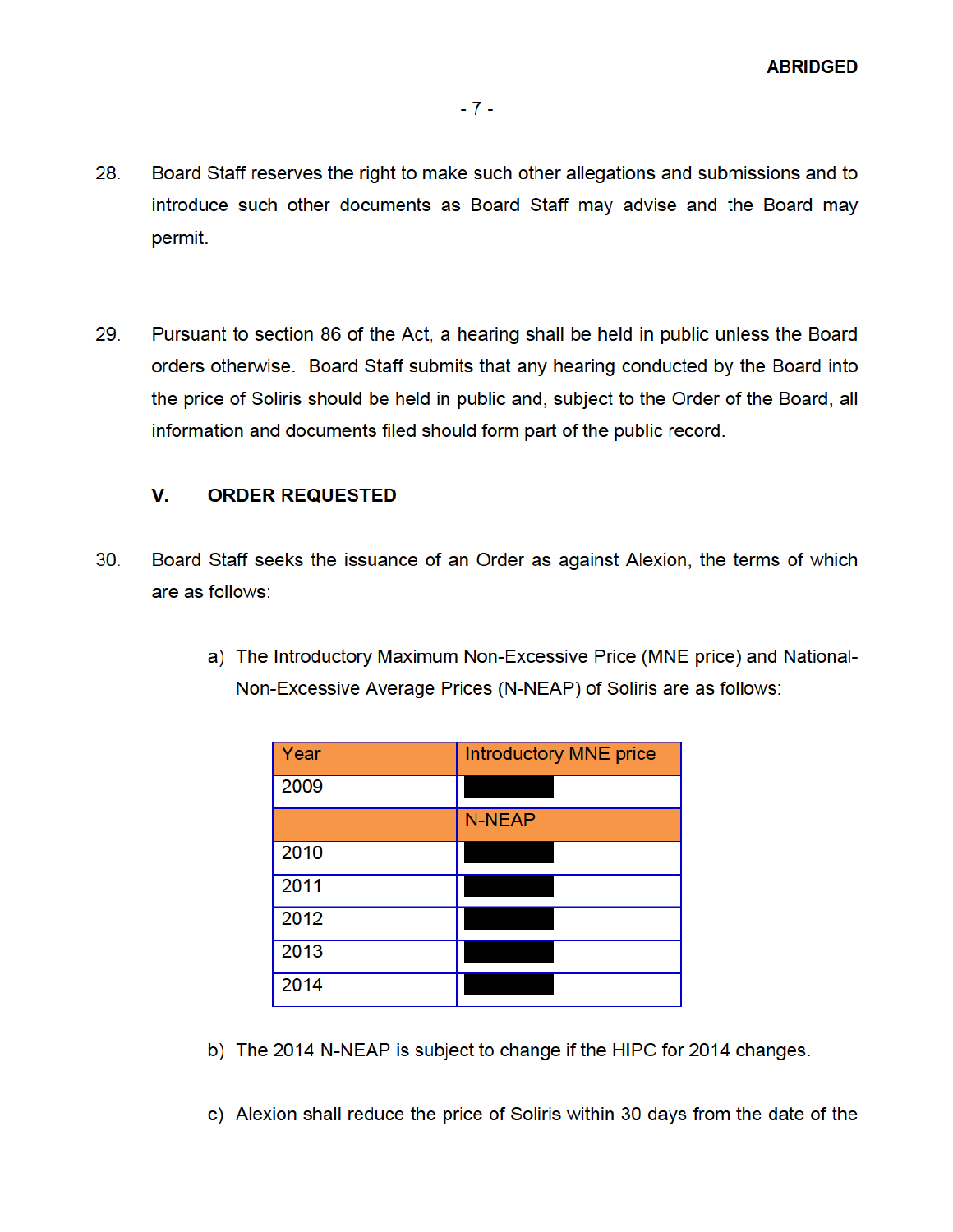28. Board Staff reserves the right to make such other allegations and submissions and to introduce such other documents as Board Staff may advise and the Board may permit.

29. Pursuant to section 86 of the Act, a hearing shall be held in public unless the Board orders otherwise. Board Staff submits that any hearing conducted by the Board into the price of Soliris should be held in public and, subject to the Order of the Board, all information and documents filed should form part of the public record.

## V. ORDER REQUESTED

30. Board Staff seeks the issuance of an Order as against Alexion, the terms of which are as follows:

a) The Introductory Maximum Non-Excessive Price (MNE price) and National-Non-Excessive Average Prices (N-NEAP) of Soliris are as follows:

| Year | Introductory MNE price |
|---|---|
| 2009 | [redacted] |
| | N-NEAP |
| 2010 | [redacted] |
| 2011 | [redacted] |
| 2012 | [redacted] |
| 2013 | [redacted] |
| 2014 | [redacted] |

b) The 2014 N-NEAP is subject to change if the HIPC for 2014 changes.

c) Alexion shall reduce the price of Soliris within 30 days from the date of the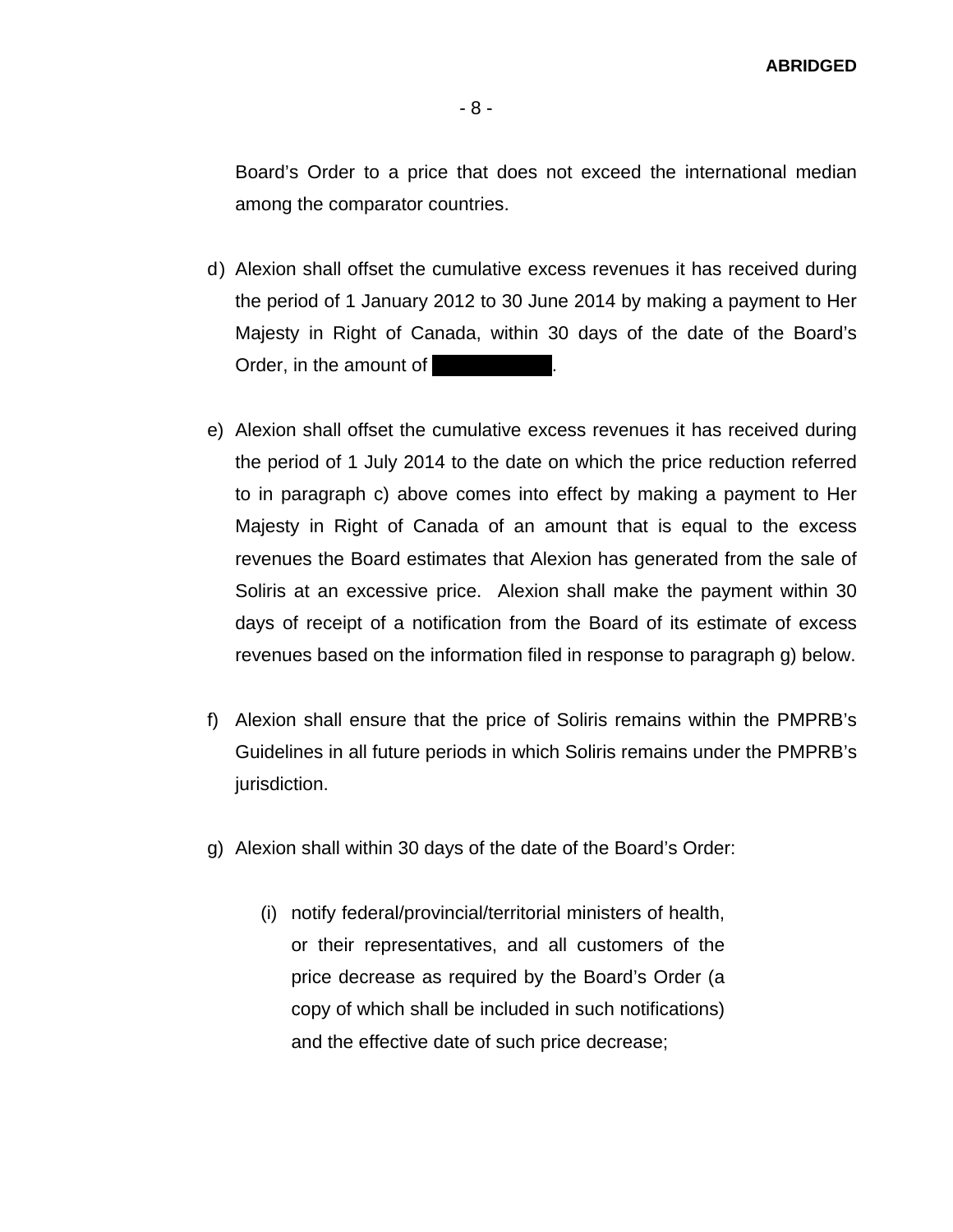Board's Order to a price that does not exceed the international median among the comparator countries.

d) Alexion shall offset the cumulative excess revenues it has received during the period of 1 January 2012 to 30 June 2014 by making a payment to Her Majesty in Right of Canada, within 30 days of the date of the Board's Order, in the amount of [REDACTED].

e) Alexion shall offset the cumulative excess revenues it has received during the period of 1 July 2014 to the date on which the price reduction referred to in paragraph c) above comes into effect by making a payment to Her Majesty in Right of Canada of an amount that is equal to the excess revenues the Board estimates that Alexion has generated from the sale of Soliris at an excessive price. Alexion shall make the payment within 30 days of receipt of a notification from the Board of its estimate of excess revenues based on the information filed in response to paragraph g) below.

f) Alexion shall ensure that the price of Soliris remains within the PMPRB's Guidelines in all future periods in which Soliris remains under the PMPRB's jurisdiction.

g) Alexion shall within 30 days of the date of the Board's Order:

   (i) notify federal/provincial/territorial ministers of health, or their representatives, and all customers of the price decrease as required by the Board's Order (a copy of which shall be included in such notifications) and the effective date of such price decrease;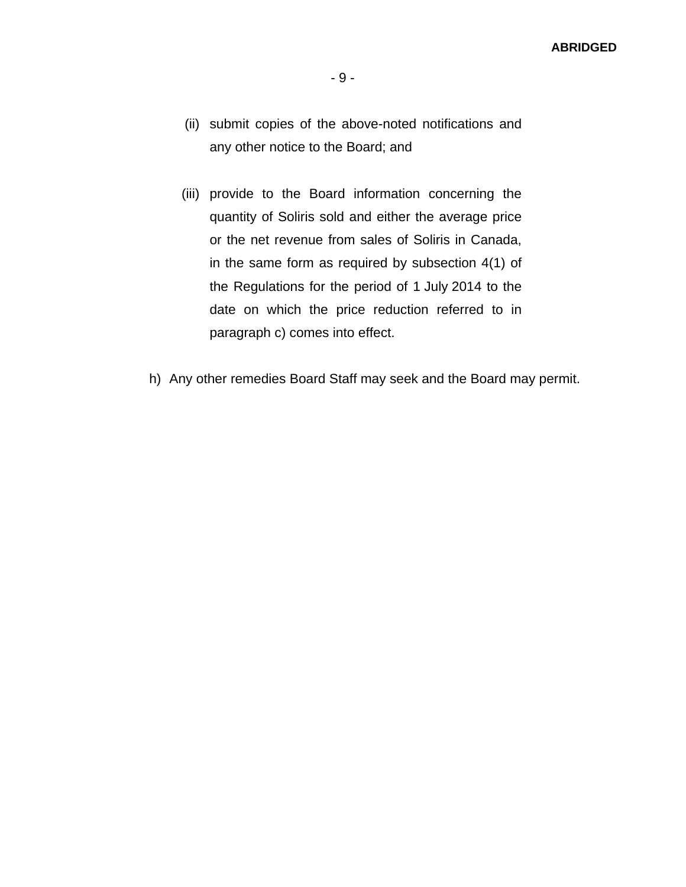(ii) submit copies of the above-noted notifications and any other notice to the Board; and

(iii) provide to the Board information concerning the quantity of Soliris sold and either the average price or the net revenue from sales of Soliris in Canada, in the same form as required by subsection 4(1) of the Regulations for the period of 1 July 2014 to the date on which the price reduction referred to in paragraph c) comes into effect.

h) Any other remedies Board Staff may seek and the Board may permit.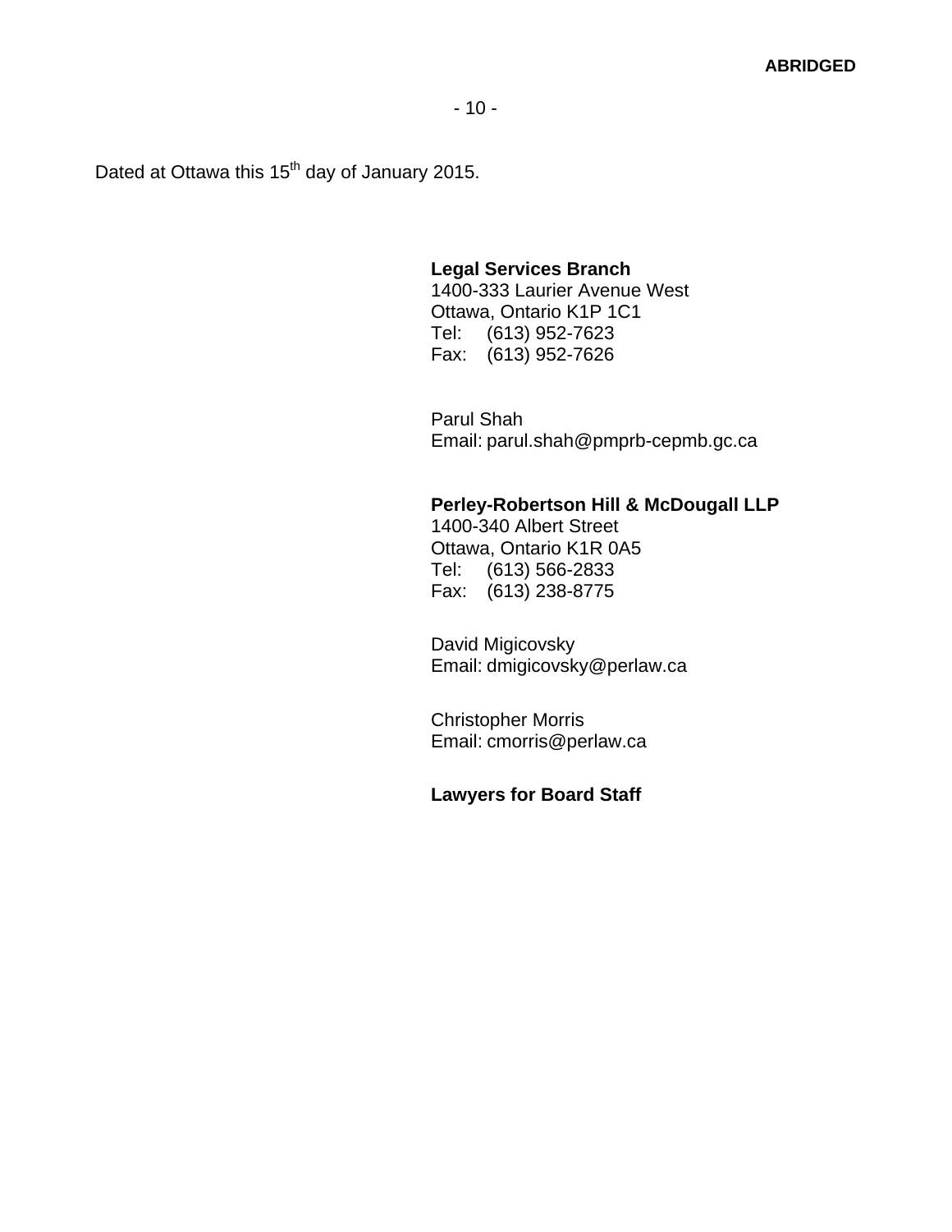**ABRIDGED**

Dated at Ottawa this 15th day of January 2015.

**Legal Services Branch**
1400-333 Laurier Avenue West
Ottawa, Ontario K1P 1C1
Tel: (613) 952-7623
Fax: (613) 952-7626

Parul Shah
Email: parul.shah@pmprb-cepmb.gc.ca

**Perley-Robertson Hill & McDougall LLP**
1400-340 Albert Street
Ottawa, Ontario K1R 0A5
Tel: (613) 566-2833
Fax: (613) 238-8775

David Migicovsky
Email: dmigicovsky@perlaw.ca

Christopher Morris
Email: cmorris@perlaw.ca

**Lawyers for Board Staff**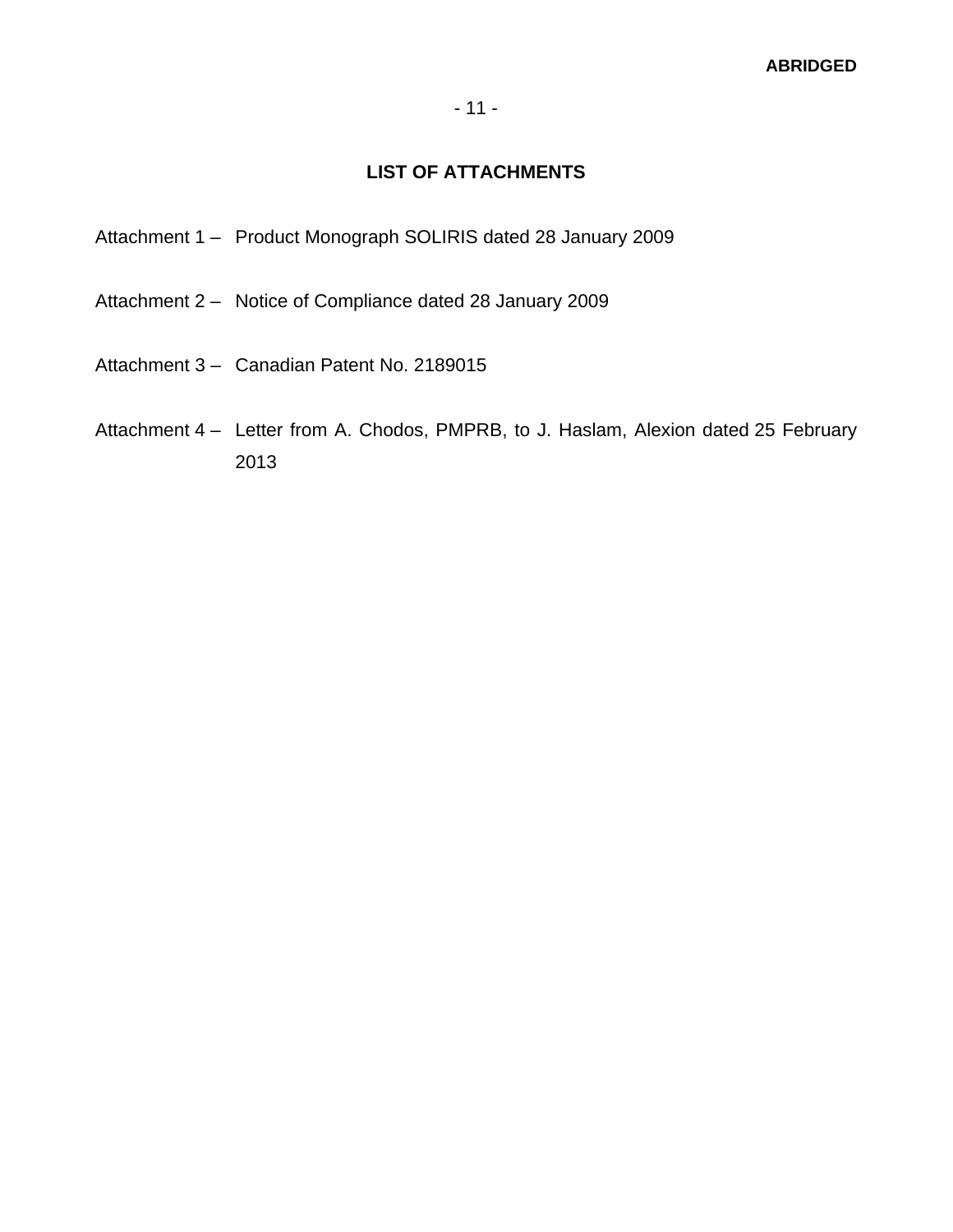**ABRIDGED**

## LIST OF ATTACHMENTS

Attachment 1 – Product Monograph SOLIRIS dated 28 January 2009

Attachment 2 – Notice of Compliance dated 28 January 2009

Attachment 3 – Canadian Patent No. 2189015

Attachment 4 – Letter from A. Chodos, PMPRB, to J. Haslam, Alexion dated 25 February 2013